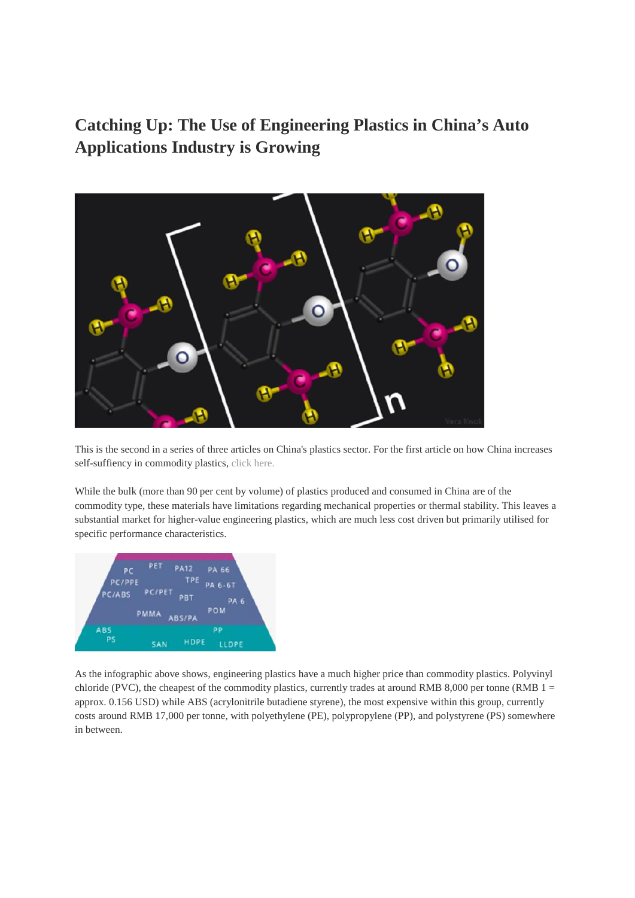# Catching Up: The Use of Engineering Plastics in China's Auto Applications Industry is Growing

This is the second in a series of three articles on China's plastics sector. For the first article on how China increases self-sufficiency in commodity plastics, click here.

While the bulk (more than 90 per cent by volume) of plastics produced and consumed in China are of the commodity type, these materials have limitations regarding mechanical properties or thermal stability. This leaves a substantial market for higher-value engineering plastics, which are much less cost driven but primarily utilised for specific performance characteristics.

As the infographic above shows, engineering plastics have a much higher price than commodity plastics. Polyvinyl chloride (PVC), the cheapest of the commodity plastics, currently trades at around RMB 8,000 per tonne (RMB 1 = approx. 0.156 USD) while ABS (acrylonitrile butadiene styrene), the most expensive within this group, currently costs around RMB 17,000 per tonne, with polyethylene (PE), polypropylene (PP), and polystyrene (PS) somewhere in between.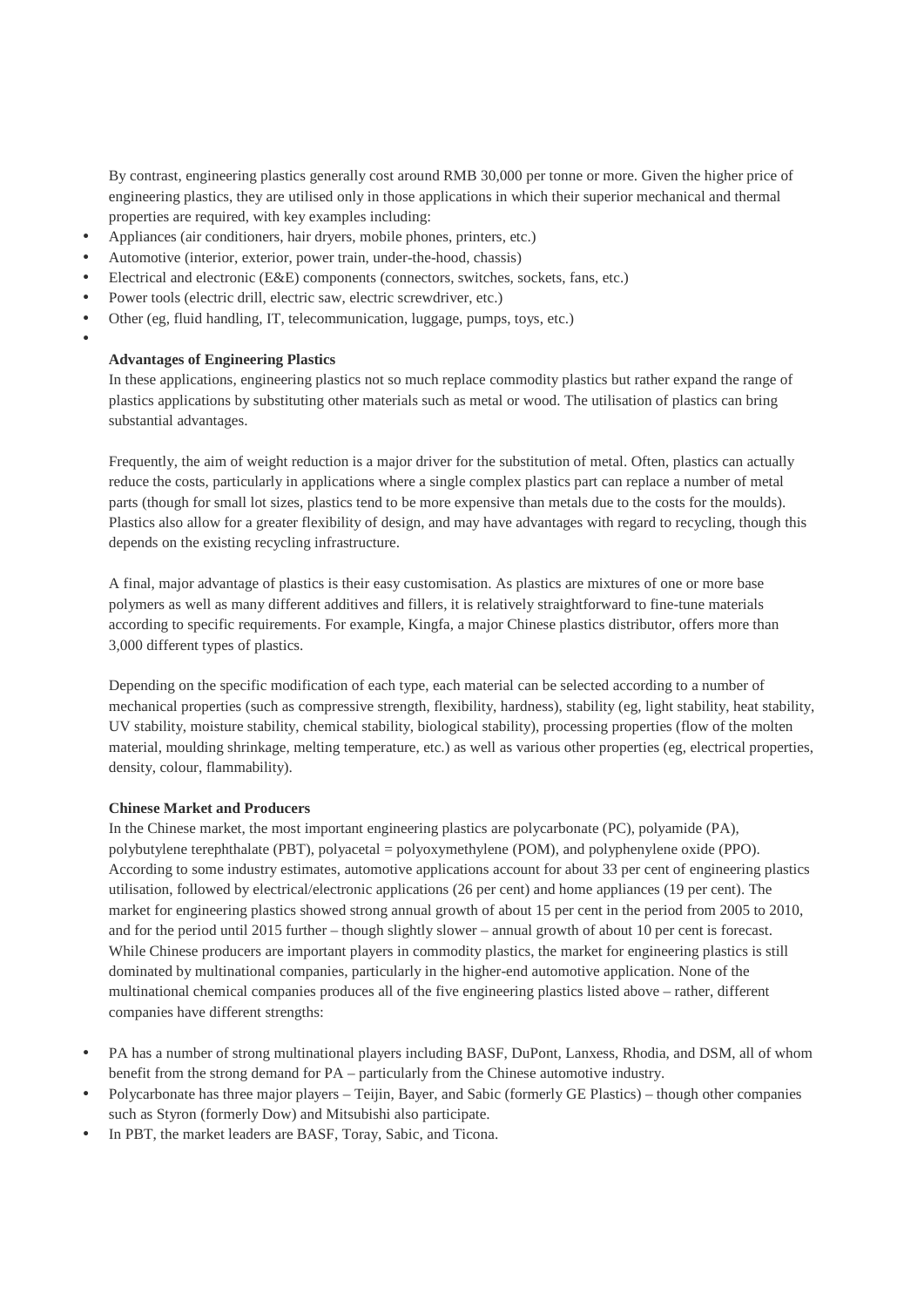By contrast, engineering plastics generally cost around RMB 30,000 per tonne or more. Given the higher price of engineering plastics, they are utilised only in those applications in which their superior mechanical and thermal properties are required, with key examples including:

- Appliances (air conditioners, hair dryers, mobile phones, printers, etc.)
- Automotive (interior, exterior, power train, under-the-hood, chassis)
- Electrical and electronic (E&E) components (connectors, switches, sockets, fans, etc.)
- Power tools (electric drill, electric saw, electric screwdriver, etc.)
- Other (eg, fluid handling, IT, telecommunication, luggage, pumps, toys, etc.)

**Advantages of Engineering Plastics**

In these applications, engineering plastics not so much replace commodity plastics but rather expand the range of plastics applications by substituting other materials such as metal or wood. The utilisation of plastics can bring substantial advantages.

Frequently, the aim of weight reduction is a major driver for the substitution of metal. Often, plastics can actually reduce the costs, particularly in applications where a single complex plastics part can replace a number of metal parts (though for small lot sizes, plastics tend to be more expensive than metals due to the costs for the moulds). Plastics also allow for a greater flexibility of design, and may have advantages with regard to recycling, though this depends on the existing recycling infrastructure.

A final, major advantage of plastics is their easy customisation. As plastics are mixtures of one or more base polymers as well as many different additives and fillers, it is relatively straightforward to fine-tune materials according to specific requirements. For example, Kingfa, a major Chinese plastics distributor, offers more than 3,000 different types of plastics.

Depending on the specific modification of each type, each material can be selected according to a number of mechanical properties (such as compressive strength, flexibility, hardness), stability (eg, light stability, heat stability, UV stability, moisture stability, chemical stability, biological stability), processing properties (flow of the molten material, moulding shrinkage, melting temperature, etc.) as well as various other properties (eg, electrical properties, density, colour, flammability).

**Chinese Market and Producers**

In the Chinese market, the most important engineering plastics are polycarbonate (PC), polyamide (PA), polybutylene terephthalate (PBT), polyacetal = polyoxymethylene (POM), and polyphenylene oxide (PPO). According to some industry estimates, automotive applications account for about 33 per cent of engineering plastics utilisation, followed by electrical/electronic applications (26 per cent) and home appliances (19 per cent). The market for engineering plastics showed strong annual growth of about 15 per cent in the period from 2005 to 2010, and for the period until 2015 further – though slightly slower – annual growth of about 10 per cent is forecast. While Chinese producers are important players in commodity plastics, the market for engineering plastics is still dominated by multinational companies, particularly in the higher-end automotive application. None of the multinational chemical companies produces all of the five engineering plastics listed above – rather, different companies have different strengths:

- PA has a number of strong multinational players including BASF, DuPont, Lanxess, Rhodia, and DSM, all of whom benefit from the strong demand for PA – particularly from the Chinese automotive industry.
- Polycarbonate has three major players – Teijin, Bayer, and Sabic (formerly GE Plastics) – though other companies such as Styron (formerly Dow) and Mitsubishi also participate.
- In PBT, the market leaders are BASF, Toray, Sabic, and Ticona.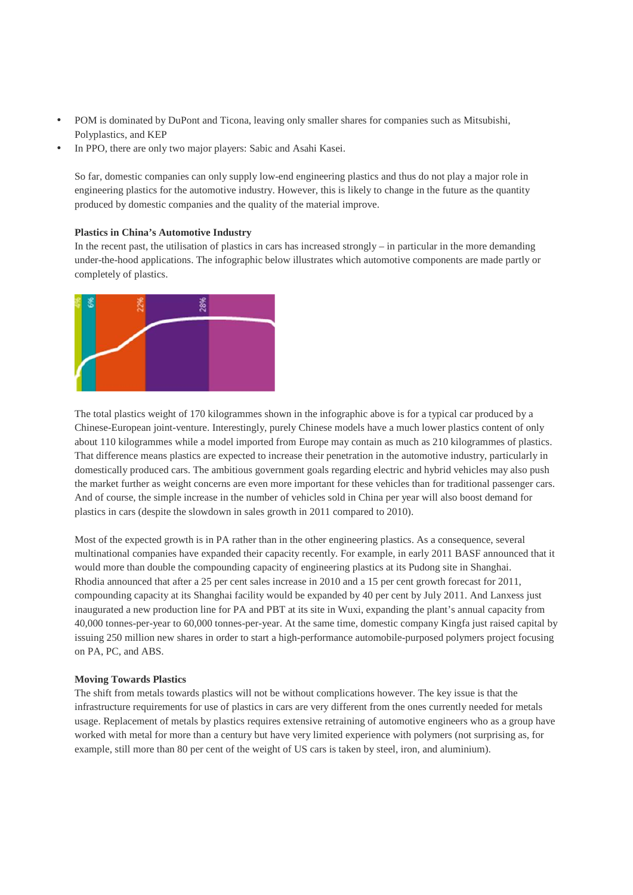- POM is dominated by DuPont and Ticona, leaving only smaller shares for companies such as Mitsubishi, Polyplastics, and KEP
- In PPO, there are only two major players: Sabic and Asahi Kasei.

So far, domestic companies can only supply low-end engineering plastics and thus do not play a major role in engineering plastics for the automotive industry. However, this is likely to change in the future as the quantity produced by domestic companies and the quality of the material improve.

**Plastics in China's Automotive Industry**

In the recent past, the utilisation of plastics in cars has increased strongly – in particular in the more demanding under-the-hood applications. The infographic below illustrates which automotive components are made partly or completely of plastics.

The total plastics weight of 170 kilogrammes shown in the infographic above is for a typical car produced by a Chinese-European joint-venture. Interestingly, purely Chinese models have a much lower plastics content of only about 110 kilogrammes while a model imported from Europe may contain as much as 210 kilogrammes of plastics. That difference means plastics are expected to increase their penetration in the automotive industry, particularly in domestically produced cars. The ambitious government goals regarding electric and hybrid vehicles may also push the market further as weight concerns are even more important for these vehicles than for traditional passenger cars. And of course, the simple increase in the number of vehicles sold in China per year will also boost demand for plastics in cars (despite the slowdown in sales growth in 2011 compared to 2010).

Most of the expected growth is in PA rather than in the other engineering plastics. As a consequence, several multinational companies have expanded their capacity recently. For example, in early 2011 BASF announced that it would more than double the compounding capacity of engineering plastics at its Pudong site in Shanghai. Rhodia announced that after a 25 per cent sales increase in 2010 and a 15 per cent growth forecast for 2011, compounding capacity at its Shanghai facility would be expanded by 40 per cent by July 2011. And Lanxess just inaugurated a new production line for PA and PBT at its site in Wuxi, expanding the plant's annual capacity from 40,000 tonnes-per-year to 60,000 tonnes-per-year. At the same time, domestic company Kingfa just raised capital by issuing 250 million new shares in order to start a high-performance automobile-purposed polymers project focusing on PA, PC, and ABS.

**Moving Towards Plastics**

The shift from metals towards plastics will not be without complications however. The key issue is that the infrastructure requirements for use of plastics in cars are very different from the ones currently needed for metals usage. Replacement of metals by plastics requires extensive retraining of automotive engineers who as a group have worked with metal for more than a century but have very limited experience with polymers (not surprising as, for example, still more than 80 per cent of the weight of US cars is taken by steel, iron, and aluminium).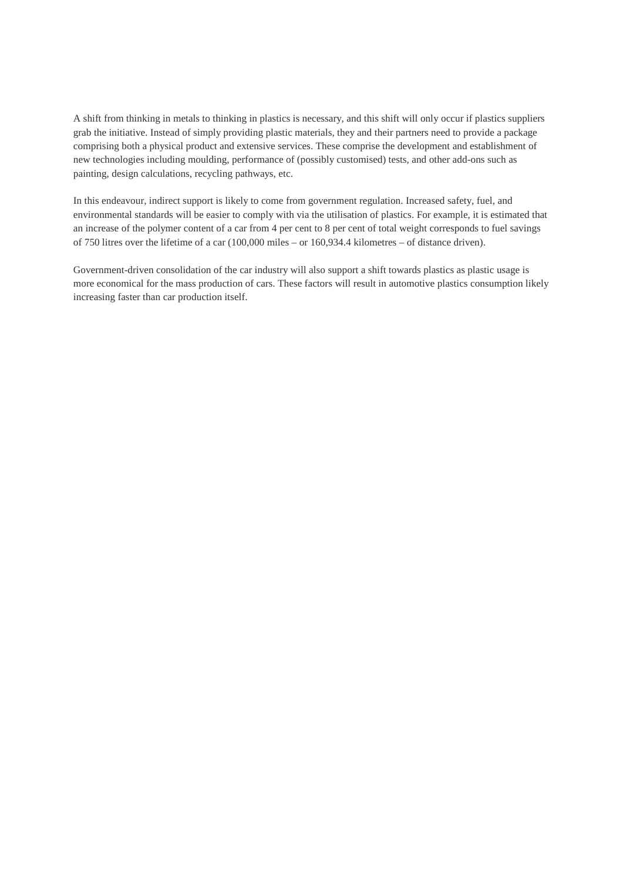A shift from thinking in metals to thinking in plastics is necessary, and this shift will only occur if plastics suppliers grab the initiative. Instead of simply providing plastic materials, they and their partners need to provide a package comprising both a physical product and extensive services. These comprise the development and establishment of new technologies including moulding, performance of (possibly customised) tests, and other add-ons such as painting, design calculations, recycling pathways, etc.

In this endeavour, indirect support is likely to come from government regulation. Increased safety, fuel, and environmental standards will be easier to comply with via the utilisation of plastics. For example, it is estimated that an increase of the polymer content of a car from 4 per cent to 8 per cent of total weight corresponds to fuel savings of 750 litres over the lifetime of a car (100,000 miles – or 160,934.4 kilometres – of distance driven).

Government-driven consolidation of the car industry will also support a shift towards plastics as plastic usage is more economical for the mass production of cars. These factors will result in automotive plastics consumption likely increasing faster than car production itself.